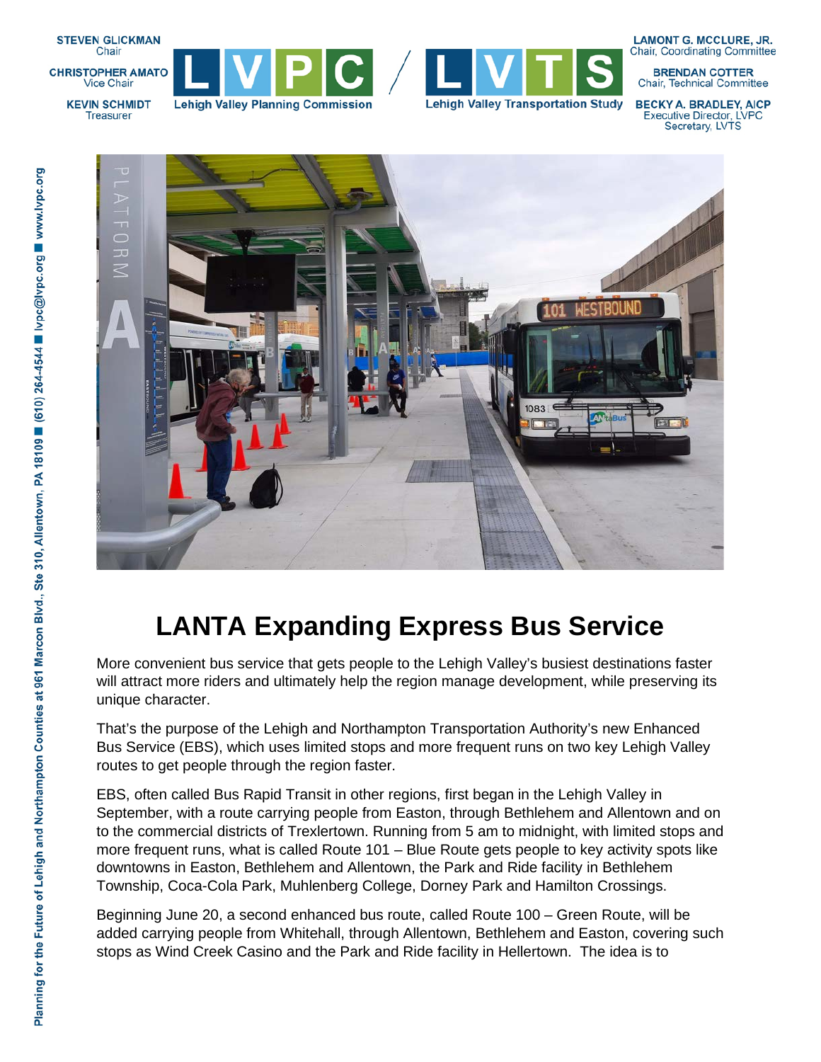# LANTA Expanding Express Bus Service

More convenient bus service that gets people to the Lehigh Valley's busiest destinations faster will attract more riders and ultimately help the region manage development, while preserving its unique character.

That's the purpose of the Lehigh and Northampton Transportation Authority's new Enhanced Bus Service (EBS), which uses limited stops and more frequent runs on two key Lehigh Valley routes to get people through the region faster.

EBS, often called Bus Rapid Transit in other regions, first began in the Lehigh Valley in September, with a route carrying people from Easton, through Bethlehem and Allentown and on to the commercial districts of Trexlertown. Running from 5 am to midnight, with limited stops and more frequent runs, what is called Route 101 – Blue Route gets people to key activity spots like downtowns in Easton, Bethlehem and Allentown, the Park and Ride facility in Bethlehem Township, Coca-Cola Park, Muhlenberg College, Dorney Park and Hamilton Crossings.

Beginning June 20, a second enhanced bus route, called Route 100 – Green Route, will be added carrying people from Whitehall, through Allentown, Bethlehem and Easton, covering such stops as Wind Creek Casino and the Park and Ride facility in Hellertown. The idea is to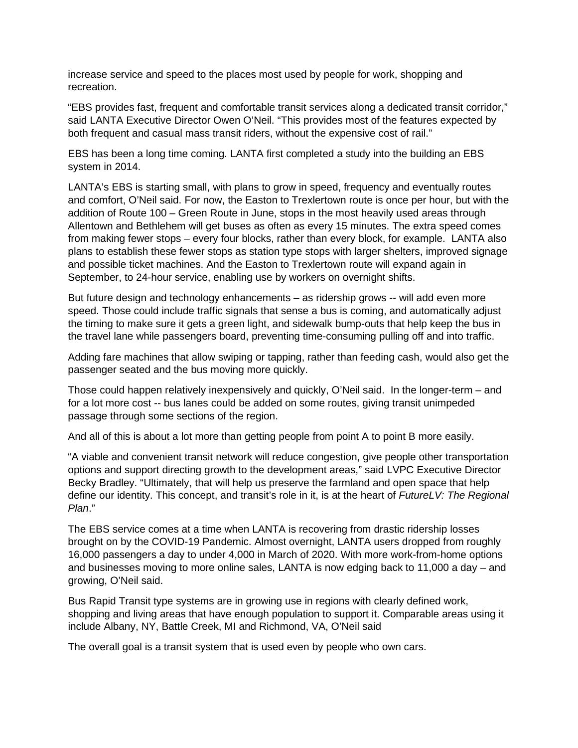increase service and speed to the places most used by people for work, shopping and recreation.

“EBS provides fast, frequent and comfortable transit services along a dedicated transit corridor,” said LANTA Executive Director Owen O’Neil. “This provides most of the features expected by both frequent and casual mass transit riders, without the expensive cost of rail.”

EBS has been a long time coming. LANTA first completed a study into the building an EBS system in 2014.

LANTA’s EBS is starting small, with plans to grow in speed, frequency and eventually routes and comfort, O’Neil said. For now, the Easton to Trexlertown route is once per hour, but with the addition of Route 100 – Green Route in June, stops in the most heavily used areas through Allentown and Bethlehem will get buses as often as every 15 minutes. The extra speed comes from making fewer stops – every four blocks, rather than every block, for example. LANTA also plans to establish these fewer stops as station type stops with larger shelters, improved signage and possible ticket machines. And the Easton to Trexlertown route will expand again in September, to 24-hour service, enabling use by workers on overnight shifts.

But future design and technology enhancements – as ridership grows -- will add even more speed. Those could include traffic signals that sense a bus is coming, and automatically adjust the timing to make sure it gets a green light, and sidewalk bump-outs that help keep the bus in the travel lane while passengers board, preventing time-consuming pulling off and into traffic.

Adding fare machines that allow swiping or tapping, rather than feeding cash, would also get the passenger seated and the bus moving more quickly.

Those could happen relatively inexpensively and quickly, O’Neil said. In the longer-term – and for a lot more cost -- bus lanes could be added on some routes, giving transit unimpeded passage through some sections of the region.

And all of this is about a lot more than getting people from point A to point B more easily.

“A viable and convenient transit network will reduce congestion, give people other transportation options and support directing growth to the development areas,” said LVPC Executive Director Becky Bradley. “Ultimately, that will help us preserve the farmland and open space that help define our identity. This concept, and transit’s role in it, is at the heart of *FutureLV: The Regional Plan*.”

The EBS service comes at a time when LANTA is recovering from drastic ridership losses brought on by the COVID-19 Pandemic. Almost overnight, LANTA users dropped from roughly 16,000 passengers a day to under 4,000 in March of 2020. With more work-from-home options and businesses moving to more online sales, LANTA is now edging back to 11,000 a day – and growing, O’Neil said.

Bus Rapid Transit type systems are in growing use in regions with clearly defined work, shopping and living areas that have enough population to support it. Comparable areas using it include Albany, NY, Battle Creek, MI and Richmond, VA, O’Neil said

The overall goal is a transit system that is used even by people who own cars.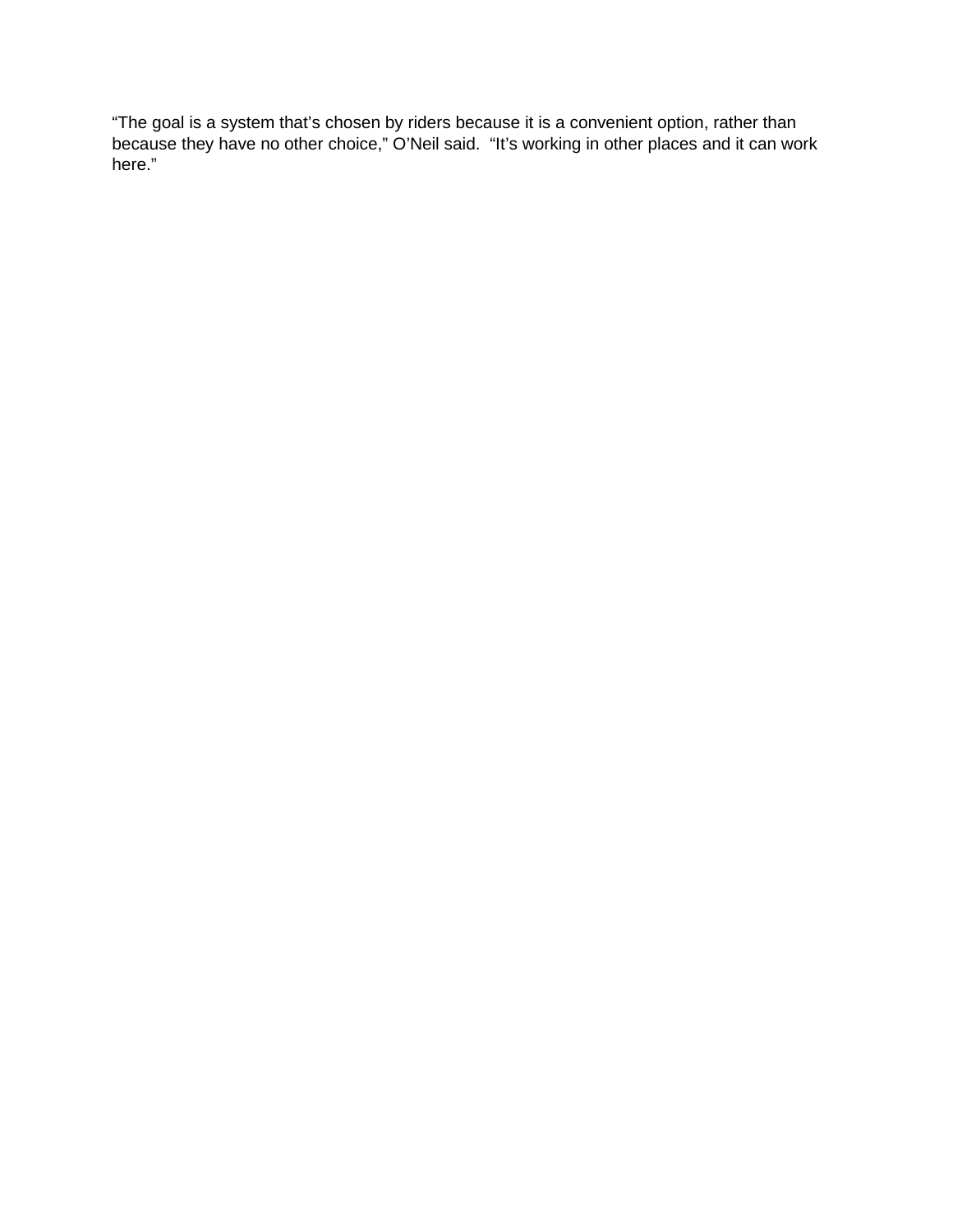"The goal is a system that's chosen by riders because it is a convenient option, rather than because they have no other choice," O'Neil said. "It's working in other places and it can work here."